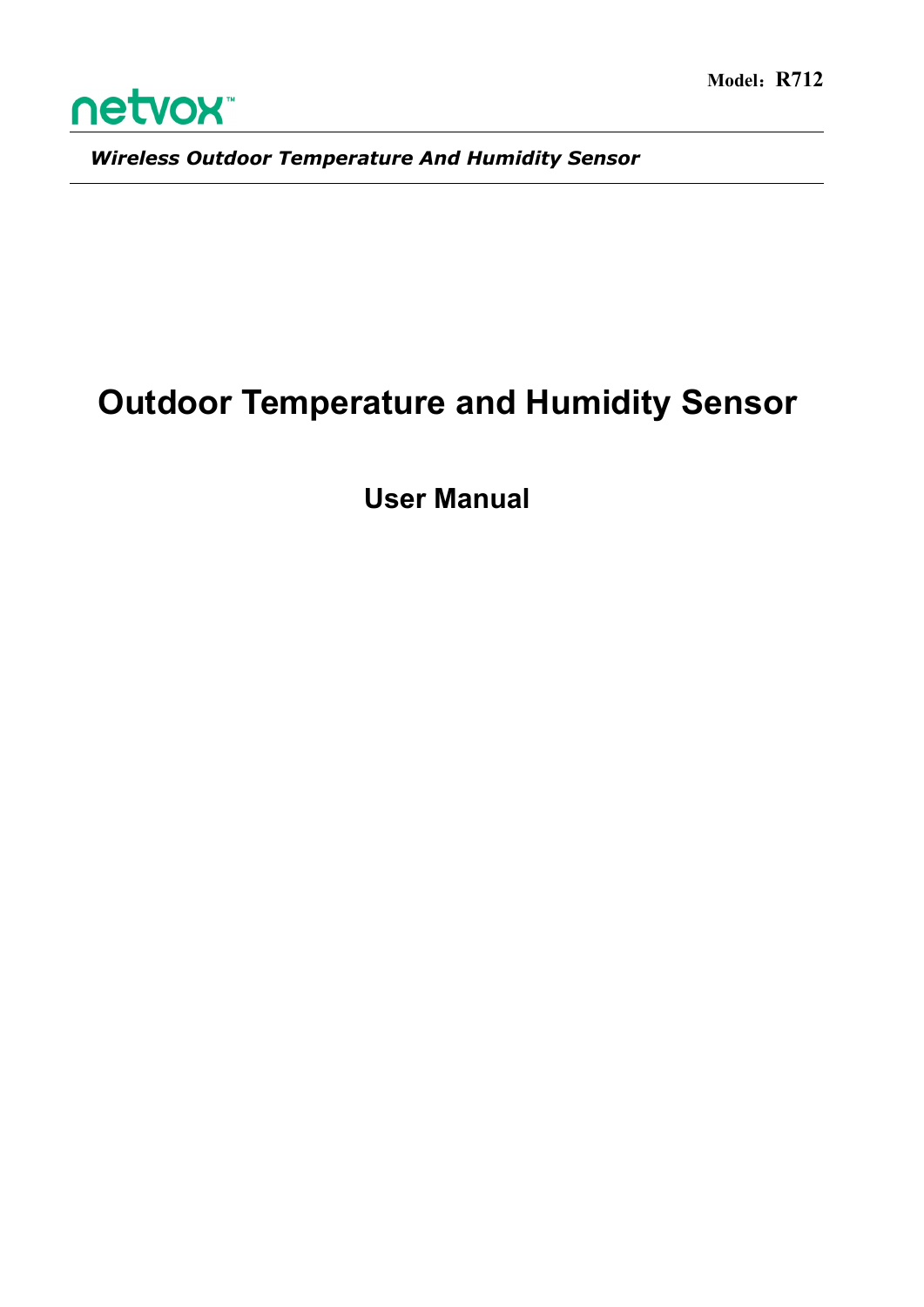Model：R712

netvox

*Wireless Outdoor Temperature And Humidity Sensor*

# Outdoor Temperature and Humidity Sensor

## User Manual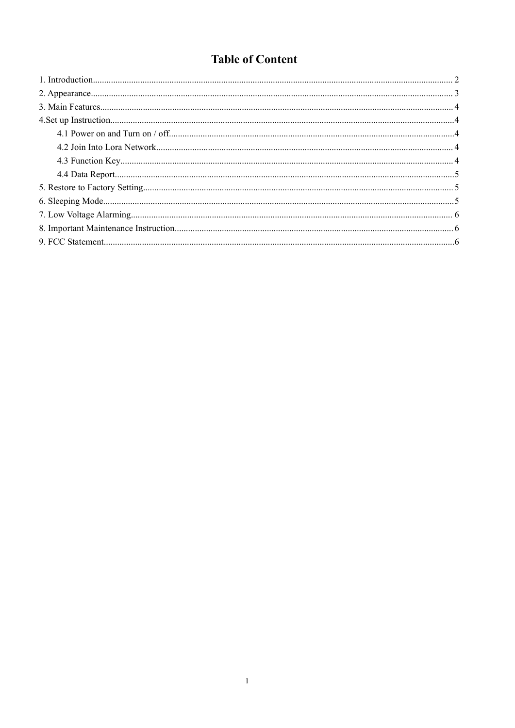# Table of Content

1. Introduction............................................................................................................................................ 2
2. Appearance.............................................................................................................................................. 3
3. Main Features.......................................................................................................................................... 4
4.Set up Instruction...................................................................................................................................... 4
    4.1 Power on and Turn on / off............................................................................................................. 4
    4.2 Join Into Lora Network.................................................................................................................. 4
    4.3 Function Key.................................................................................................................................. 4
    4.4 Data Report..................................................................................................................................... 5
5. Restore to Factory Setting......................................................................................................................... 5
6. Sleeping Mode.......................................................................................................................................... 5
7. Low Voltage Alarming............................................................................................................................. 6
8. Important Maintenance Instruction........................................................................................................... 6
9. FCC Statement.......................................................................................................................................... 6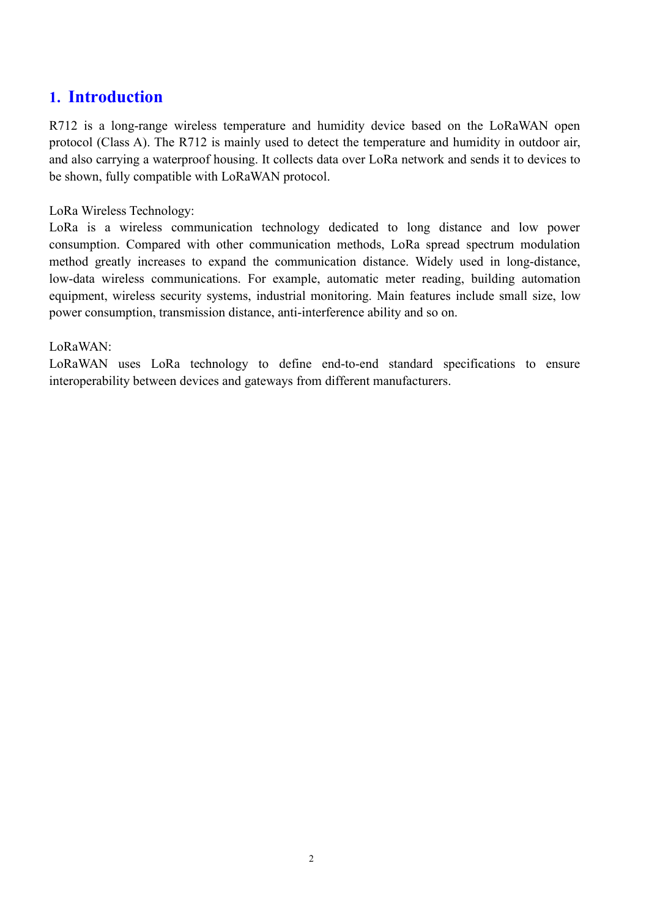# 1. Introduction

R712 is a long-range wireless temperature and humidity device based on the LoRaWAN open protocol (Class A). The R712 is mainly used to detect the temperature and humidity in outdoor air, and also carrying a waterproof housing. It collects data over LoRa network and sends it to devices to be shown, fully compatible with LoRaWAN protocol.

LoRa Wireless Technology:
LoRa is a wireless communication technology dedicated to long distance and low power consumption. Compared with other communication methods, LoRa spread spectrum modulation method greatly increases to expand the communication distance. Widely used in long-distance, low-data wireless communications. For example, automatic meter reading, building automation equipment, wireless security systems, industrial monitoring. Main features include small size, low power consumption, transmission distance, anti-interference ability and so on.

LoRaWAN:
LoRaWAN uses LoRa technology to define end-to-end standard specifications to ensure interoperability between devices and gateways from different manufacturers.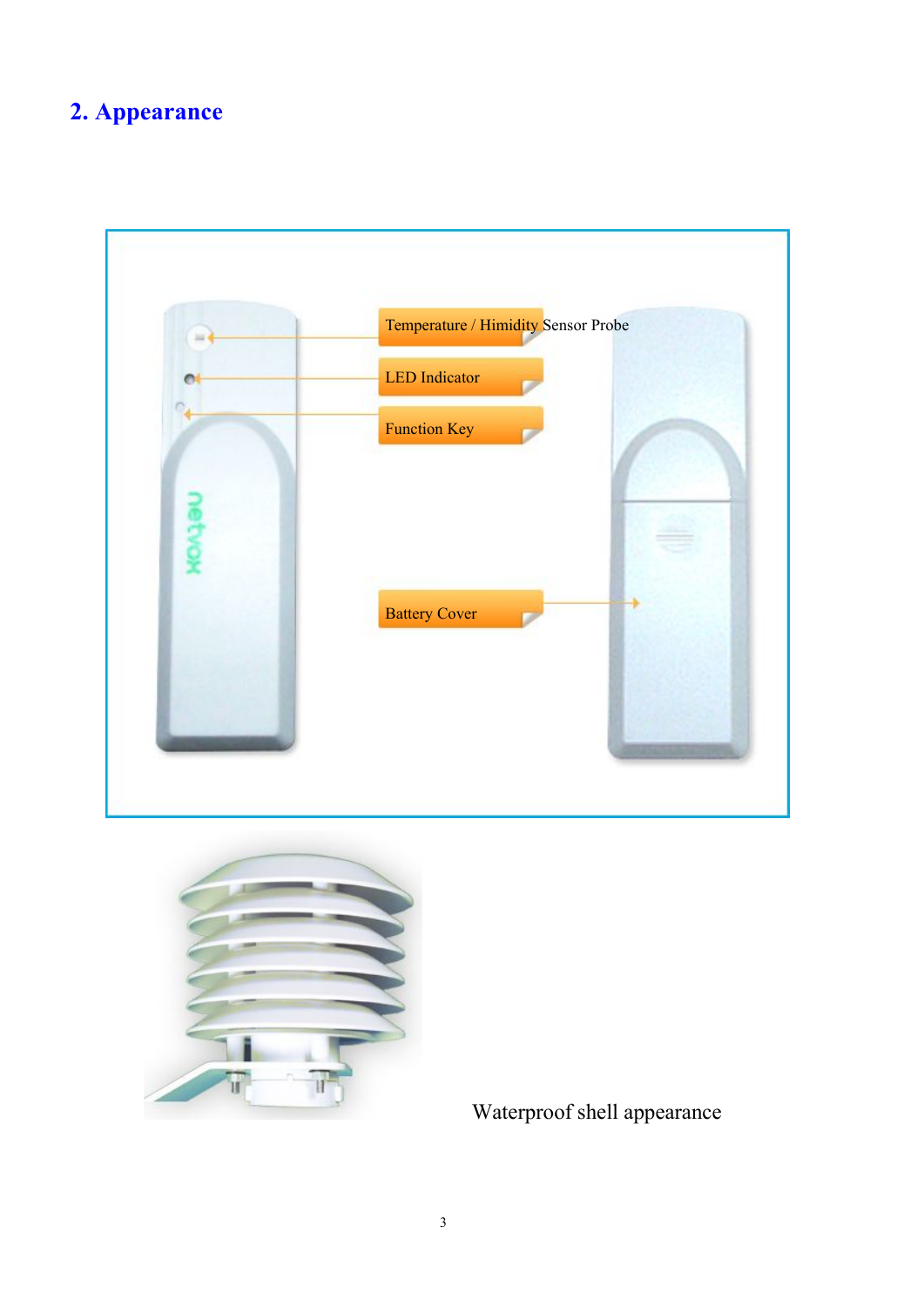## 2. Appearance

Temperature / Himidity Sensor Probe

LED Indicator

Function Key

Battery Cover

Waterproof shell appearance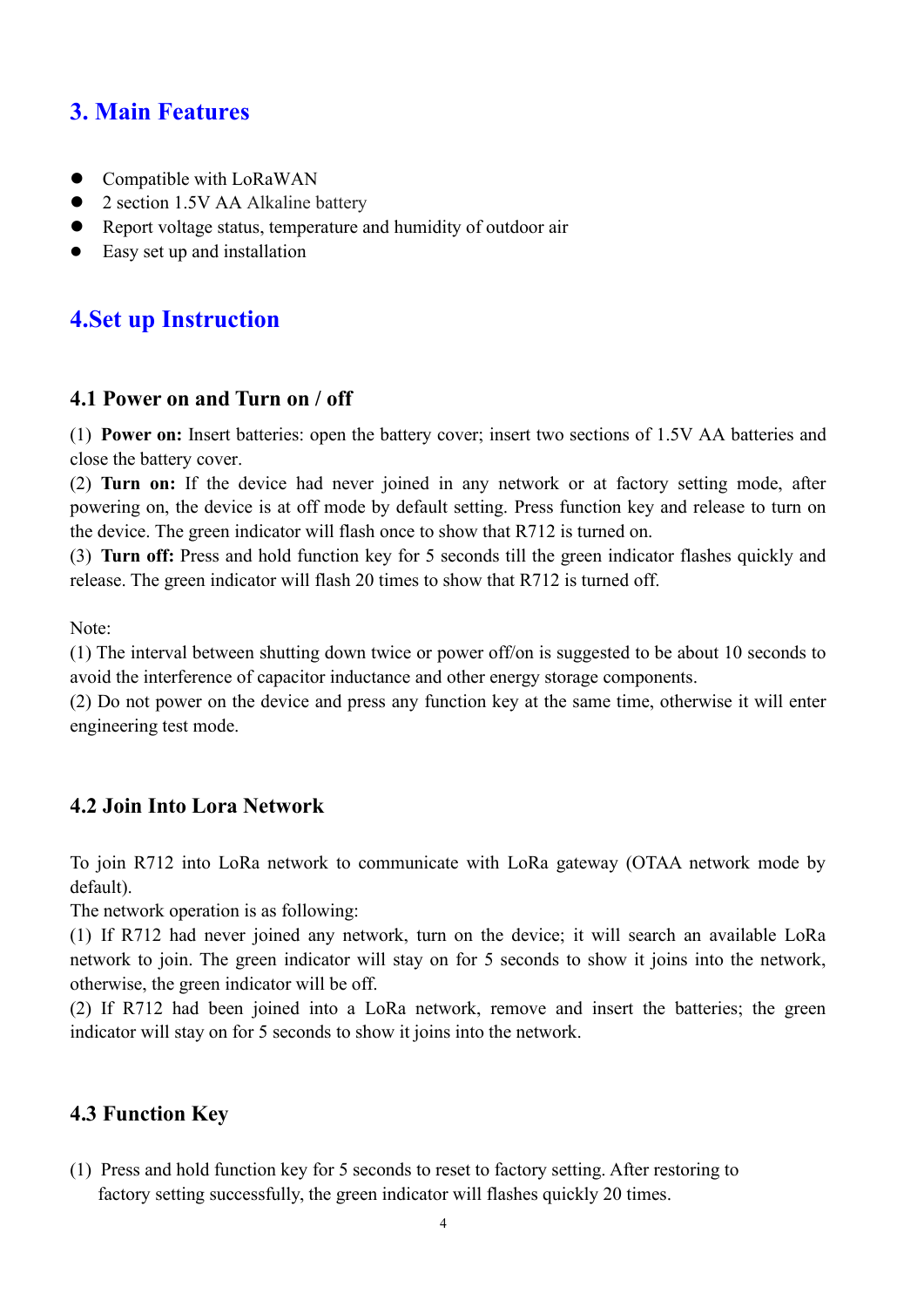## 3. Main Features

- Compatible with LoRaWAN
- 2 section 1.5V AA Alkaline battery
- Report voltage status, temperature and humidity of outdoor air
- Easy set up and installation

## 4.Set up Instruction

### 4.1 Power on and Turn on / off

(1) **Power on:** Insert batteries: open the battery cover; insert two sections of 1.5V AA batteries and close the battery cover.
(2) **Turn on:** If the device had never joined in any network or at factory setting mode, after powering on, the device is at off mode by default setting. Press function key and release to turn on the device. The green indicator will flash once to show that R712 is turned on.
(3) **Turn off:** Press and hold function key for 5 seconds till the green indicator flashes quickly and release. The green indicator will flash 20 times to show that R712 is turned off.

Note:
(1) The interval between shutting down twice or power off/on is suggested to be about 10 seconds to avoid the interference of capacitor inductance and other energy storage components.
(2) Do not power on the device and press any function key at the same time, otherwise it will enter engineering test mode.

### 4.2 Join Into Lora Network

To join R712 into LoRa network to communicate with LoRa gateway (OTAA network mode by default).
The network operation is as following:
(1) If R712 had never joined any network, turn on the device; it will search an available LoRa network to join. The green indicator will stay on for 5 seconds to show it joins into the network, otherwise, the green indicator will be off.
(2) If R712 had been joined into a LoRa network, remove and insert the batteries; the green indicator will stay on for 5 seconds to show it joins into the network.

### 4.3 Function Key

(1) Press and hold function key for 5 seconds to reset to factory setting. After restoring to factory setting successfully, the green indicator will flashes quickly 20 times.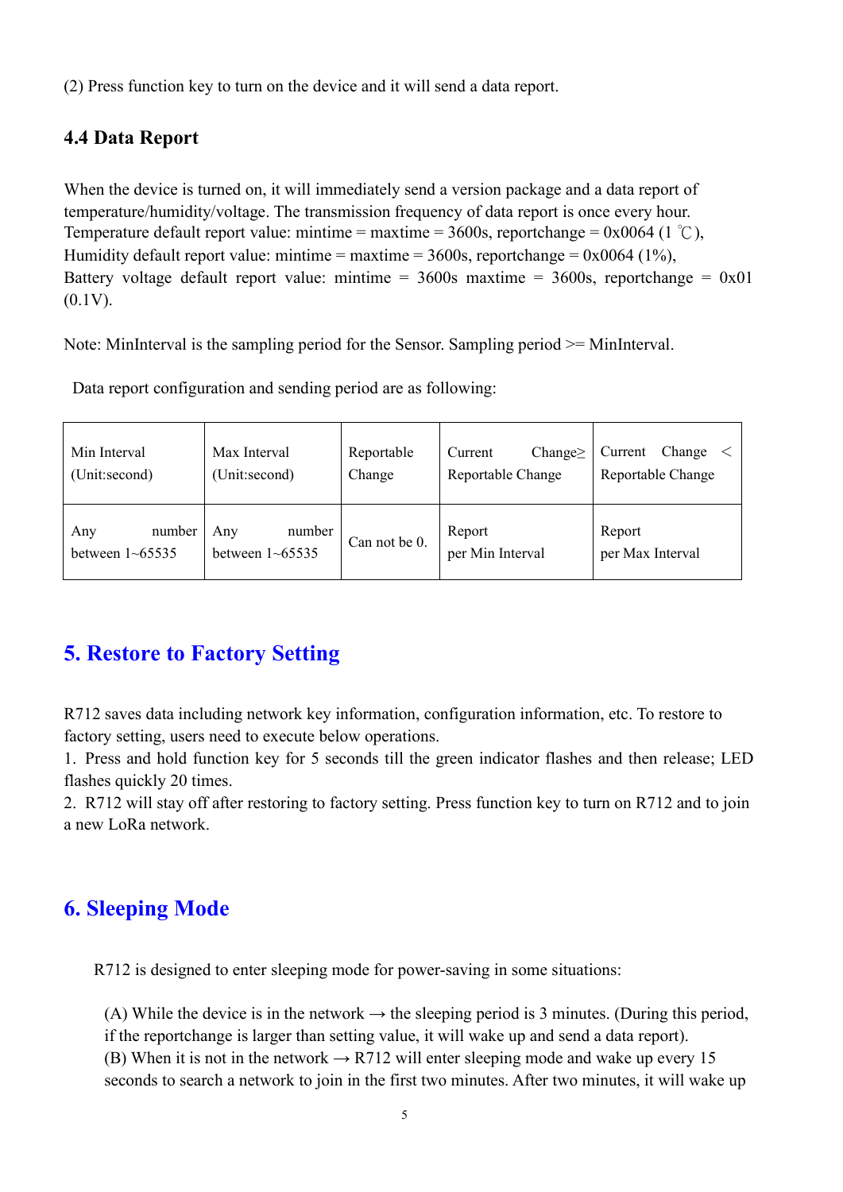(2) Press function key to turn on the device and it will send a data report.

### 4.4 Data Report

When the device is turned on, it will immediately send a version package and a data report of temperature/humidity/voltage. The transmission frequency of data report is once every hour.
Temperature default report value: mintime = maxtime = 3600s, reportchange = 0x0064 (1 ℃),
Humidity default report value: mintime = maxtime = 3600s, reportchange = 0x0064 (1%),
Battery voltage default report value: mintime = 3600s maxtime = 3600s, reportchange = 0x01 (0.1V).

Note: MinInterval is the sampling period for the Sensor. Sampling period >= MinInterval.

Data report configuration and sending period are as following:

| Min Interval (Unit:second) | Max Interval (Unit:second) | Reportable Change | Current Change≥ Reportable Change | Current Change < Reportable Change |
|---|---|---|---|---|
| Any number between 1~65535 | Any number between 1~65535 | Can not be 0. | Report per Min Interval | Report per Max Interval |

## 5. Restore to Factory Setting

R712 saves data including network key information, configuration information, etc. To restore to factory setting, users need to execute below operations.
1. Press and hold function key for 5 seconds till the green indicator flashes and then release; LED flashes quickly 20 times.
2. R712 will stay off after restoring to factory setting. Press function key to turn on R712 and to join a new LoRa network.

## 6. Sleeping Mode

R712 is designed to enter sleeping mode for power-saving in some situations:

(A) While the device is in the network → the sleeping period is 3 minutes. (During this period, if the reportchange is larger than setting value, it will wake up and send a data report).
(B) When it is not in the network → R712 will enter sleeping mode and wake up every 15 seconds to search a network to join in the first two minutes. After two minutes, it will wake up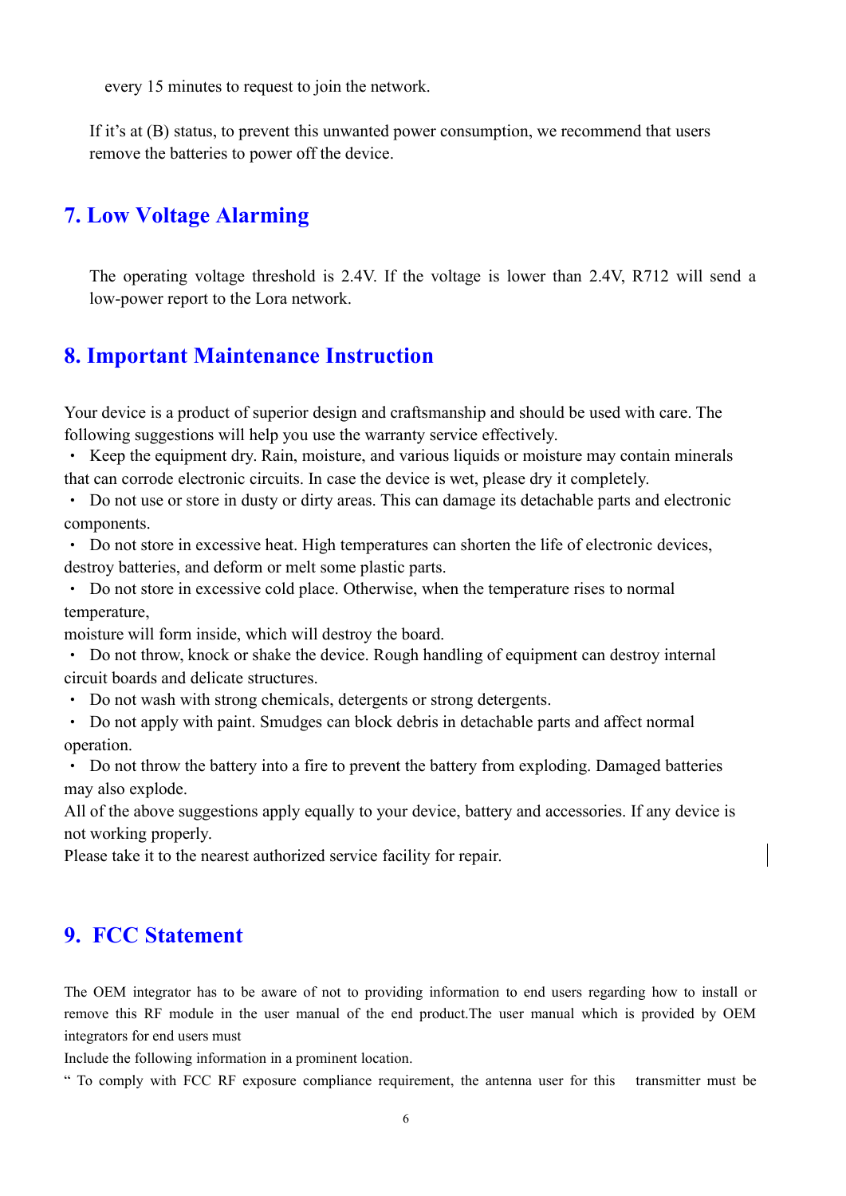every 15 minutes to request to join the network.

If it's at (B) status, to prevent this unwanted power consumption, we recommend that users remove the batteries to power off the device.

## 7. Low Voltage Alarming

The operating voltage threshold is 2.4V. If the voltage is lower than 2.4V, R712 will send a low-power report to the Lora network.

## 8. Important Maintenance Instruction

Your device is a product of superior design and craftsmanship and should be used with care. The following suggestions will help you use the warranty service effectively.

・ Keep the equipment dry. Rain, moisture, and various liquids or moisture may contain minerals that can corrode electronic circuits. In case the device is wet, please dry it completely.

・ Do not use or store in dusty or dirty areas. This can damage its detachable parts and electronic components.

・ Do not store in excessive heat. High temperatures can shorten the life of electronic devices, destroy batteries, and deform or melt some plastic parts.

・ Do not store in excessive cold place. Otherwise, when the temperature rises to normal temperature,
moisture will form inside, which will destroy the board.

・ Do not throw, knock or shake the device. Rough handling of equipment can destroy internal circuit boards and delicate structures.

・ Do not wash with strong chemicals, detergents or strong detergents.

・ Do not apply with paint. Smudges can block debris in detachable parts and affect normal operation.

・ Do not throw the battery into a fire to prevent the battery from exploding. Damaged batteries may also explode.

All of the above suggestions apply equally to your device, battery and accessories. If any device is not working properly.
Please take it to the nearest authorized service facility for repair.

## 9. FCC Statement

The OEM integrator has to be aware of not to providing information to end users regarding how to install or remove this RF module in the user manual of the end product.The user manual which is provided by OEM integrators for end users must
Include the following information in a prominent location.
" To comply with FCC RF exposure compliance requirement, the antenna user for this transmitter must be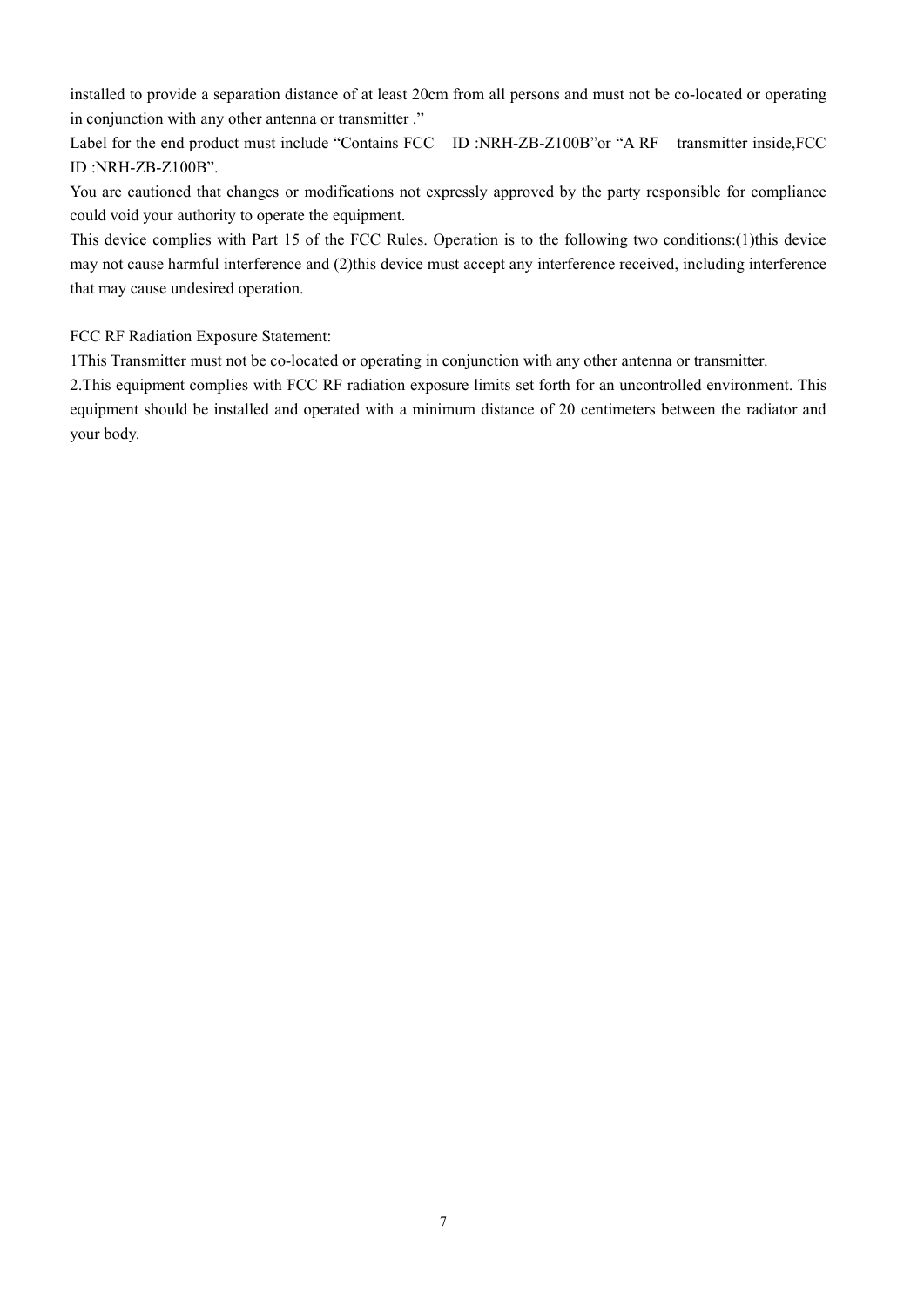installed to provide a separation distance of at least 20cm from all persons and must not be co-located or operating in conjunction with any other antenna or transmitter ."

Label for the end product must include "Contains FCC ID :NRH-ZB-Z100B"or "A RF transmitter inside,FCC ID :NRH-ZB-Z100B".

You are cautioned that changes or modifications not expressly approved by the party responsible for compliance could void your authority to operate the equipment.

This device complies with Part 15 of the FCC Rules. Operation is to the following two conditions:(1)this device may not cause harmful interference and (2)this device must accept any interference received, including interference that may cause undesired operation.

FCC RF Radiation Exposure Statement:

1This Transmitter must not be co-located or operating in conjunction with any other antenna or transmitter.

2.This equipment complies with FCC RF radiation exposure limits set forth for an uncontrolled environment. This equipment should be installed and operated with a minimum distance of 20 centimeters between the radiator and your body.